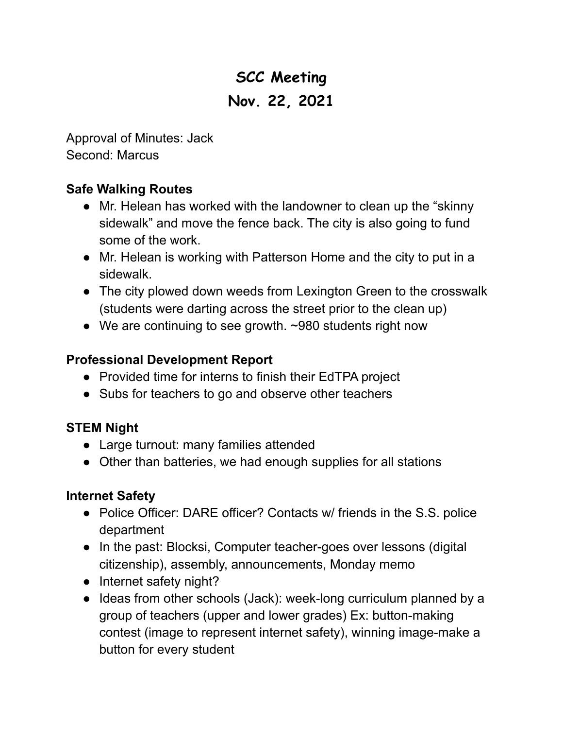# SCC Meeting
# Nov. 22, 2021

Approval of Minutes: Jack
Second: Marcus

**Safe Walking Routes**

- Mr. Helean has worked with the landowner to clean up the "skinny sidewalk" and move the fence back. The city is also going to fund some of the work.
- Mr. Helean is working with Patterson Home and the city to put in a sidewalk.
- The city plowed down weeds from Lexington Green to the crosswalk (students were darting across the street prior to the clean up)
- We are continuing to see growth. ~980 students right now

**Professional Development Report**

- Provided time for interns to finish their EdTPA project
- Subs for teachers to go and observe other teachers

**STEM Night**

- Large turnout: many families attended
- Other than batteries, we had enough supplies for all stations

**Internet Safety**

- Police Officer: DARE officer? Contacts w/ friends in the S.S. police department
- In the past: Blocksi, Computer teacher-goes over lessons (digital citizenship), assembly, announcements, Monday memo
- Internet safety night?
- Ideas from other schools (Jack): week-long curriculum planned by a group of teachers (upper and lower grades) Ex: button-making contest (image to represent internet safety), winning image-make a button for every student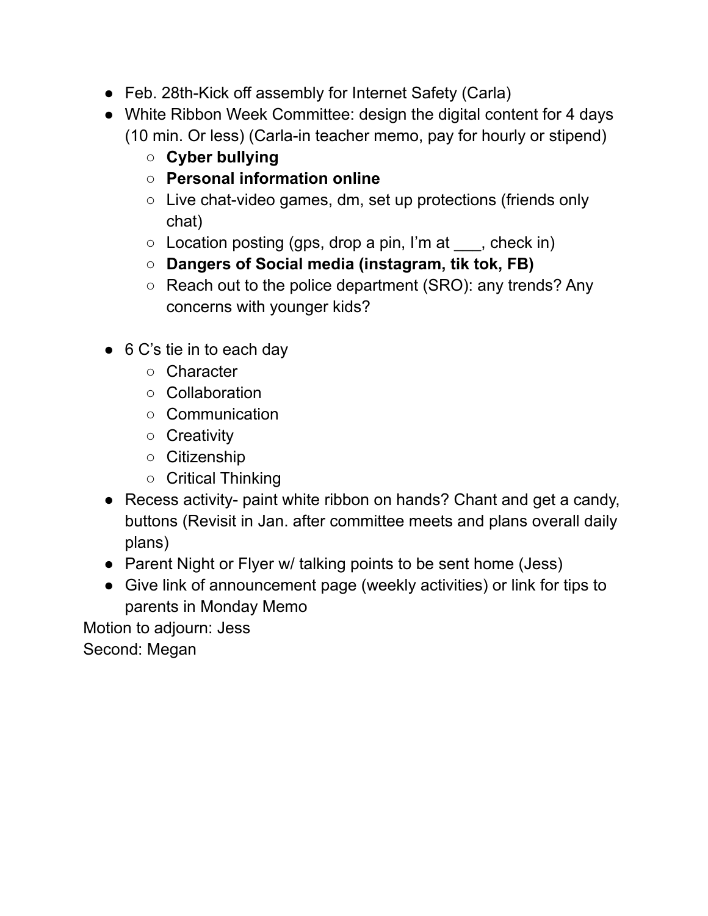- Feb. 28th-Kick off assembly for Internet Safety (Carla)
- White Ribbon Week Committee: design the digital content for 4 days (10 min. Or less) (Carla-in teacher memo, pay for hourly or stipend)
    - **Cyber bullying**
    - **Personal information online**
    - Live chat-video games, dm, set up protections (friends only chat)
    - Location posting (gps, drop a pin, I'm at ___, check in)
    - **Dangers of Social media (instagram, tik tok, FB)**
    - Reach out to the police department (SRO): any trends? Any concerns with younger kids?

- 6 C's tie in to each day
    - Character
    - Collaboration
    - Communication
    - Creativity
    - Citizenship
    - Critical Thinking
- Recess activity- paint white ribbon on hands? Chant and get a candy, buttons (Revisit in Jan. after committee meets and plans overall daily plans)
- Parent Night or Flyer w/ talking points to be sent home (Jess)
- Give link of announcement page (weekly activities) or link for tips to parents in Monday Memo

Motion to adjourn: Jess
Second: Megan